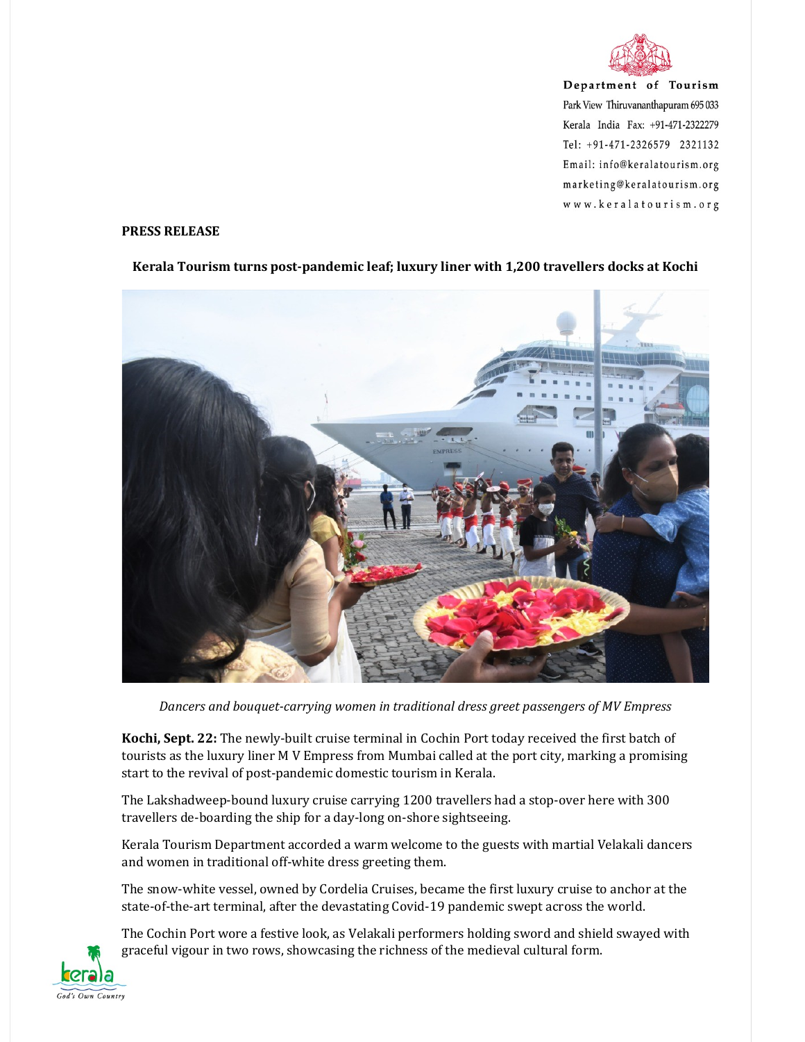Department of Tourism
Park View Thiruvananthapuram 695 033
Kerala India Fax: +91-471-2322279
Tel: +91-471-2326579 2321132
Email: info@keralatourism.org
marketing@keralatourism.org
www.keralatourism.org

**PRESS RELEASE**

**Kerala Tourism turns post-pandemic leaf; luxury liner with 1,200 travellers docks at Kochi**

*Dancers and bouquet-carrying women in traditional dress greet passengers of MV Empress*

**Kochi, Sept. 22:** The newly-built cruise terminal in Cochin Port today received the first batch of tourists as the luxury liner M V Empress from Mumbai called at the port city, marking a promising start to the revival of post-pandemic domestic tourism in Kerala.

The Lakshadweep-bound luxury cruise carrying 1200 travellers had a stop-over here with 300 travellers de-boarding the ship for a day-long on-shore sightseeing.

Kerala Tourism Department accorded a warm welcome to the guests with martial Velakali dancers and women in traditional off-white dress greeting them.

The snow-white vessel, owned by Cordelia Cruises, became the first luxury cruise to anchor at the state-of-the-art terminal, after the devastating Covid-19 pandemic swept across the world.

The Cochin Port wore a festive look, as Velakali performers holding sword and shield swayed with graceful vigour in two rows, showcasing the richness of the medieval cultural form.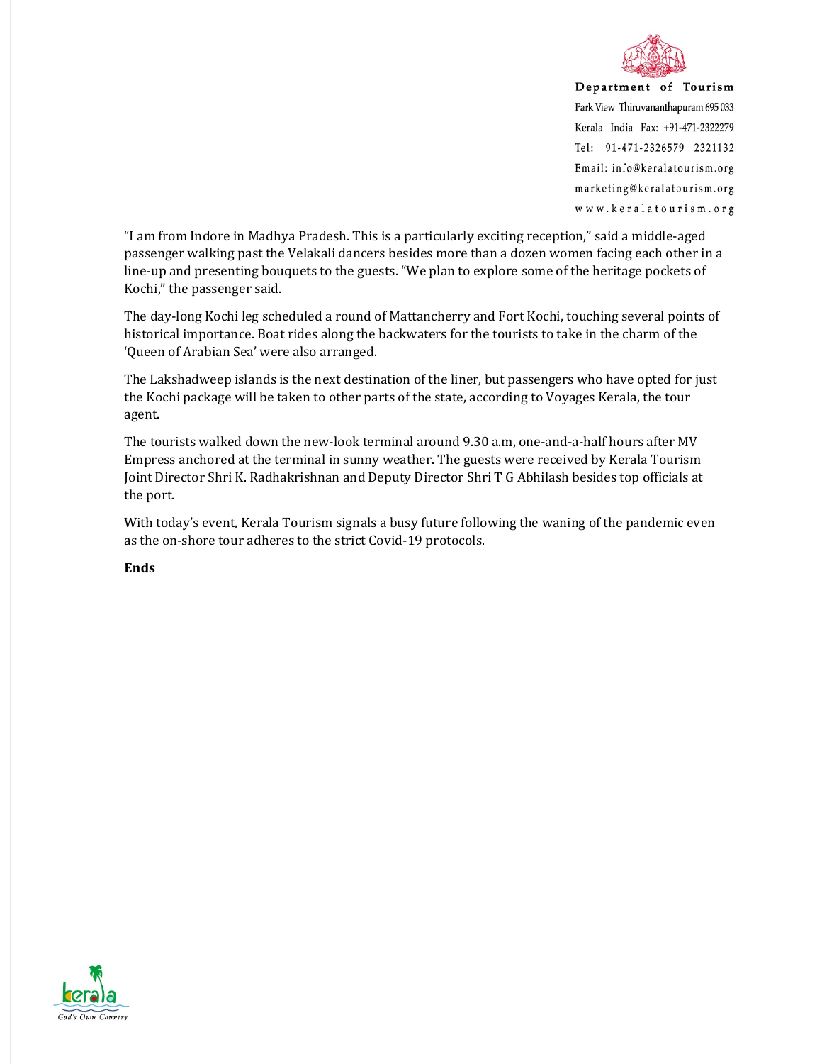Department of Tourism
Park View Thiruvananthapuram 695 033
Kerala India Fax: +91-471-2322279
Tel: +91-471-2326579 2321132
Email: info@keralatourism.org
marketing@keralatourism.org
www.keralatourism.org

"I am from Indore in Madhya Pradesh. This is a particularly exciting reception," said a middle-aged passenger walking past the Velakali dancers besides more than a dozen women facing each other in a line-up and presenting bouquets to the guests. "We plan to explore some of the heritage pockets of Kochi," the passenger said.

The day-long Kochi leg scheduled a round of Mattancherry and Fort Kochi, touching several points of historical importance. Boat rides along the backwaters for the tourists to take in the charm of the 'Queen of Arabian Sea' were also arranged.

The Lakshadweep islands is the next destination of the liner, but passengers who have opted for just the Kochi package will be taken to other parts of the state, according to Voyages Kerala, the tour agent.

The tourists walked down the new-look terminal around 9.30 a.m, one-and-a-half hours after MV Empress anchored at the terminal in sunny weather. The guests were received by Kerala Tourism Joint Director Shri K. Radhakrishnan and Deputy Director Shri T G Abhilash besides top officials at the port.

With today's event, Kerala Tourism signals a busy future following the waning of the pandemic even as the on-shore tour adheres to the strict Covid-19 protocols.

**Ends**